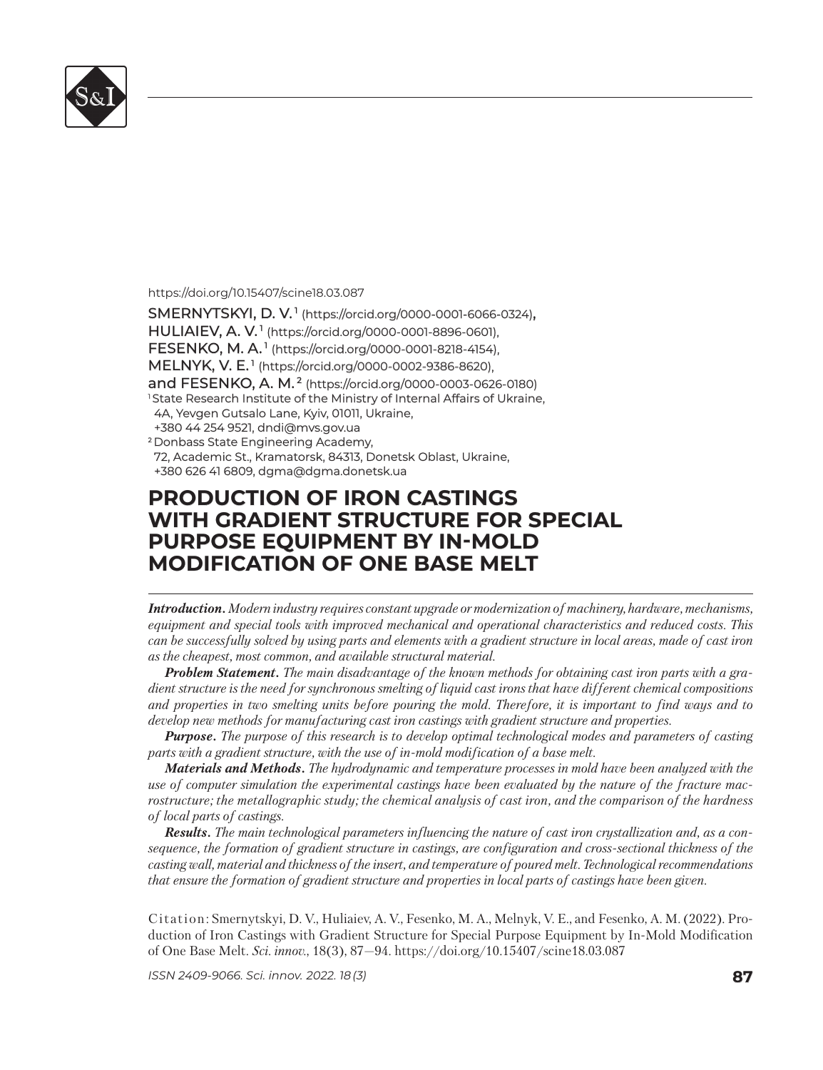https://doi.org/10.15407/scine18.03.087

SMERNYTSKYI, D. V.[1] (https://orcid.org/0000-0001-6066-0324), 
HULIAIEV, A. V.[1] (https://orcid.org/0000-0001-8896-0601), 
FESENKO, M. A.[1] (https://orcid.org/0000-0001-8218-4154), 
MELNYK, V. E.[1] (https://orcid.org/0000-0002-9386-8620), 
and FESENKO, A. M.[2] (https://orcid.org/0000-0003-0626-0180)

[1] State Research Institute of the Ministry of Internal Affairs of Ukraine, 
4A, Yevgen Gutsalo Lane, Kyiv, 01011, Ukraine, 
+380 44 254 9521, dndi@mvs.gov.ua

[2] Donbass State Engineering Academy, 
72, Academic St., Kramatorsk, 84313, Donetsk Oblast, Ukraine, 
+380 626 41 6809, dgma@dgma.donetsk.ua

# PRODUCTION OF IRON CASTINGS WITH GRADIENT STRUCTURE FOR SPECIAL PURPOSE EQUIPMENT BY IN-MOLD MODIFICATION OF ONE BASE MELT

***Introduction.*** *Modern industry requires constant upgrade or modernization of machinery, hardware, mechanisms, equipment and special tools with improved mechanical and operational characteristics and reduced costs. This can be successfully solved by using parts and elements with a gradient structure in local areas, made of cast iron as the cheapest, most common, and available structural material.*

***Problem Statement.*** *The main disadvantage of the known methods for obtaining cast iron parts with a gradient structure is the need for synchronous smelting of liquid cast irons that have different chemical compositions and properties in two smelting units before pouring the mold. Therefore, it is important to find ways and to develop new methods for manufacturing cast iron castings with gradient structure and properties.*

***Purpose.*** *The purpose of this research is to develop optimal technological modes and parameters of casting parts with a gradient structure, with the use of in-mold modification of a base melt.*

***Materials and Methods.*** *The hydrodynamic and temperature processes in mold have been analyzed with the use of computer simulation the experimental castings have been evaluated by the nature of the fracture macrostructure; the metallographic study; the chemical analysis of cast iron, and the comparison of the hardness of local parts of castings.*

***Results.*** *The main technological parameters influencing the nature of cast iron crystallization and, as a consequence, the formation of gradient structure in castings, are configuration and cross-sectional thickness of the casting wall, material and thickness of the insert, and temperature of poured melt. Technological recommendations that ensure the formation of gradient structure and properties in local parts of castings have been given.*

Citation: Smernytskyi, D. V., Huliaiev, A. V., Fesenko, M. A., Melnyk, V. E., and Fesenko, A. M. (2022). Production of Iron Castings with Gradient Structure for Special Purpose Equipment by In-Mold Modification of One Base Melt. *Sci. innov.*, 18(3), 87—94. https://doi.org/10.15407/scine18.03.087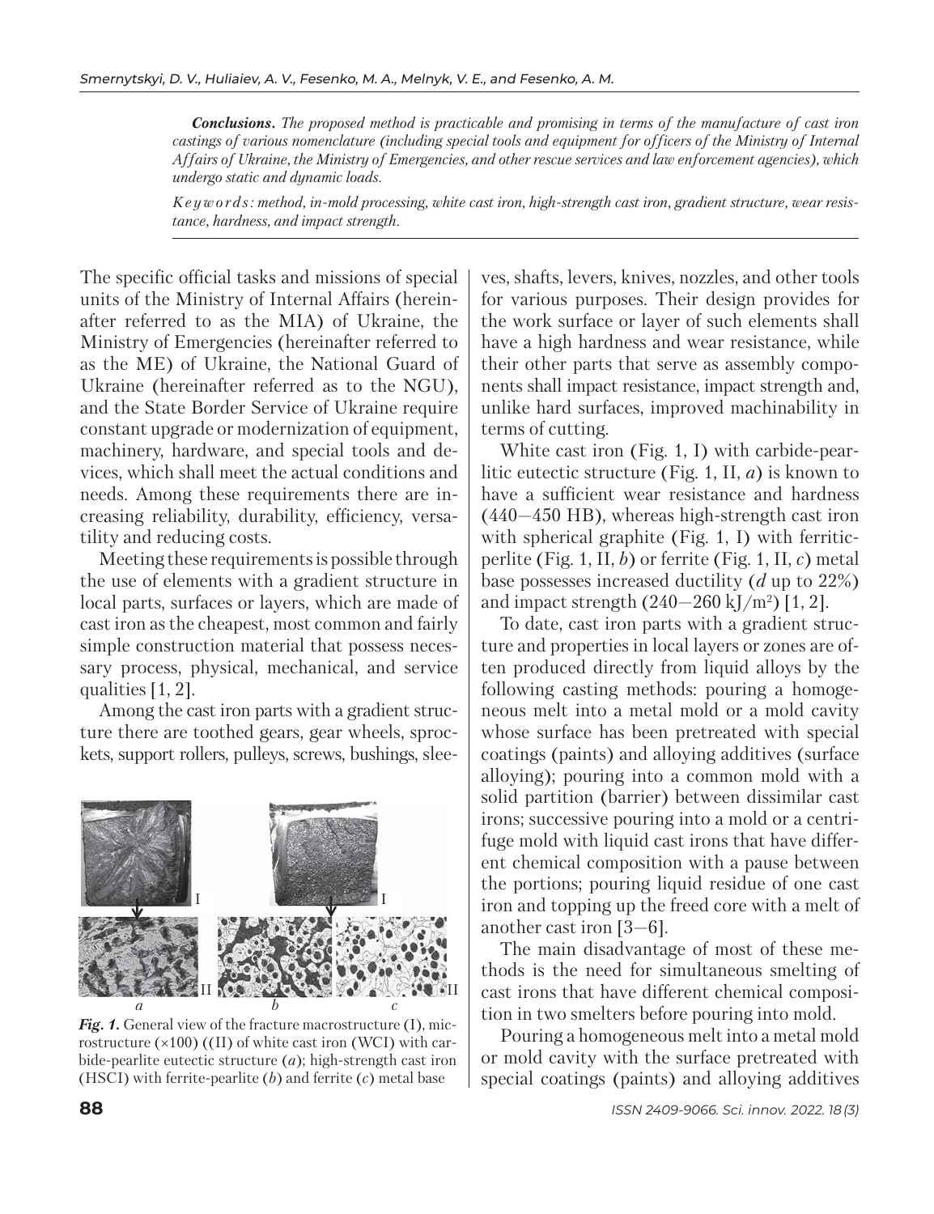*__Conclusions__. The proposed method is practicable and promising in terms of the manufacture of cast iron castings of various nomenclature (including special tools and equipment for officers of the Ministry of Internal Affairs of Ukraine, the Ministry of Emergencies, and other rescue services and law enforcement agencies), which undergo static and dynamic loads.*

*Keywords: method, in-mold processing, white cast iron, high-strength cast iron, gradient structure, wear resistance, hardness, and impact strength.*

---

The specific official tasks and missions of special units of the Ministry of Internal Affairs (hereinafter referred to as the MIA) of Ukraine, the Ministry of Emergencies (hereinafter referred to as the ME) of Ukraine, the National Guard of Ukraine (hereinafter referred as to the NGU), and the State Border Service of Ukraine require constant upgrade or modernization of equipment, machinery, hardware, and special tools and devices, which shall meet the actual conditions and needs. Among these requirements there are increasing reliability, durability, efficiency, versatility and reducing costs.

Meeting these requirements is possible through the use of elements with a gradient structure in local parts, surfaces or layers, which are made of cast iron as the cheapest, most common and fairly simple construction material that possess necessary process, physical, mechanical, and service qualities [1, 2].

Among the cast iron parts with a gradient structure there are toothed gears, gear wheels, sprockets, support rollers, pulleys, screws, bushings, sleeves, shafts, levers, knives, nozzles, and other tools for various purposes. Their design provides for the work surface or layer of such elements shall have a high hardness and wear resistance, while their other parts that serve as assembly components shall impact resistance, impact strength and, unlike hard surfaces, improved machinability in terms of cutting.

*Fig. 1.* General view of the fracture macrostructure (I), microstructure (×100) ((II) of white cast iron (WCI) with carbide-pearlite eutectic structure (*a*); high-strength cast iron (HSCI) with ferrite-pearlite (*b*) and ferrite (*c*) metal base

White cast iron (Fig. 1, I) with carbide-pearlitic eutectic structure (Fig. 1, II, *a*) is known to have a sufficient wear resistance and hardness (440—450 HB), whereas high-strength cast iron with spherical graphite (Fig. 1, I) with ferritic-perlite (Fig. 1, II, *b*) or ferrite (Fig. 1, II, *c*) metal base possesses increased ductility ($d$ up to 22%) and impact strength (240—260 kJ/m$^2$) [1, 2].

To date, cast iron parts with a gradient structure and properties in local layers or zones are often produced directly from liquid alloys by the following casting methods: pouring a homogeneous melt into a metal mold or a mold cavity whose surface has been pretreated with special coatings (paints) and alloying additives (surface alloying); pouring into a common mold with a solid partition (barrier) between dissimilar cast irons; successive pouring into a mold or a centrifuge mold with liquid cast irons that have different chemical composition with a pause between the portions; pouring liquid residue of one cast iron and topping up the freed core with a melt of another cast iron [3—6].

The main disadvantage of most of these methods is the need for simultaneous smelting of cast irons that have different chemical composition in two smelters before pouring into mold.

Pouring a homogeneous melt into a metal mold or mold cavity with the surface pretreated with special coatings (paints) and alloying additives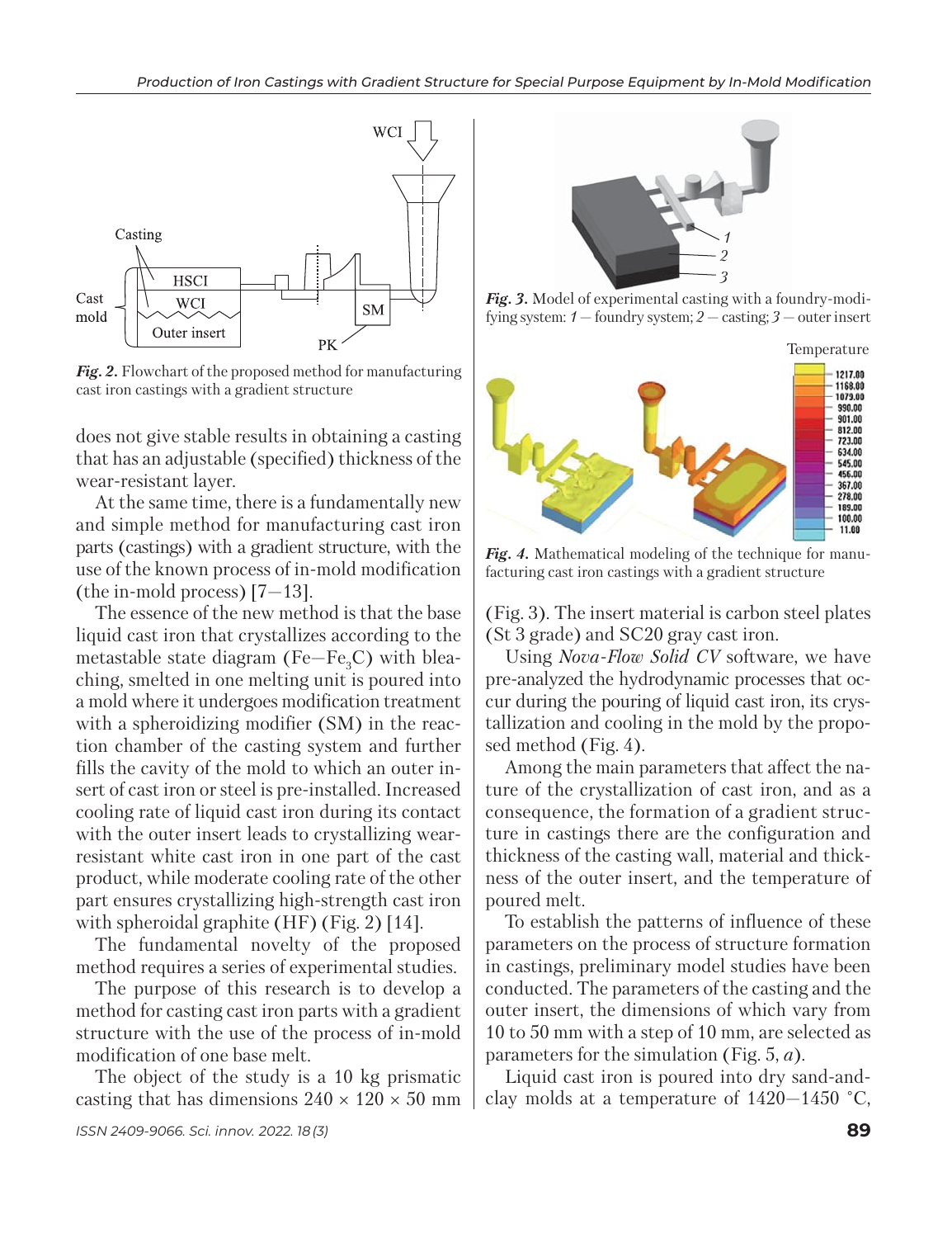*Fig. 2.* Flowchart of the proposed method for manufacturing cast iron castings with a gradient structure

does not give stable results in obtaining a casting that has an adjustable (specified) thickness of the wear-resistant layer.

At the same time, there is a fundamentally new and simple method for manufacturing cast iron parts (castings) with a gradient structure, with the use of the known process of in-mold modification (the in-mold process) [7—13].

The essence of the new method is that the base liquid cast iron that crystallizes according to the metastable state diagram (Fe—$Fe_3C$) with bleaching, smelted in one melting unit is poured into a mold where it undergoes modification treatment with a spheroidizing modifier (SM) in the reaction chamber of the casting system and further fills the cavity of the mold to which an outer insert of cast iron or steel is pre-installed. Increased cooling rate of liquid cast iron during its contact with the outer insert leads to crystallizing wear-resistant white cast iron in one part of the cast product, while moderate cooling rate of the other part ensures crystallizing high-strength cast iron with spheroidal graphite (HF) (Fig. 2) [14].

The fundamental novelty of the proposed method requires a series of experimental studies.

The purpose of this research is to develop a method for casting cast iron parts with a gradient structure with the use of the process of in-mold modification of one base melt.

The object of the study is a 10 kg prismatic casting that has dimensions 240 × 120 × 50 mm (Fig. 3). The insert material is carbon steel plates (St 3 grade) and SC20 gray cast iron.

*Fig. 3.* Model of experimental casting with a foundry-modifying system: *1* — foundry system; *2* — casting; *3* — outer insert

*Fig. 4.* Mathematical modeling of the technique for manufacturing cast iron castings with a gradient structure

Using *Nova-Flow Solid CV* software, we have pre-analyzed the hydrodynamic processes that occur during the pouring of liquid cast iron, its crystallization and cooling in the mold by the proposed method (Fig. 4).

Among the main parameters that affect the nature of the crystallization of cast iron, and as a consequence, the formation of a gradient structure in castings there are the configuration and thickness of the casting wall, material and thickness of the outer insert, and the temperature of poured melt.

To establish the patterns of influence of these parameters on the process of structure formation in castings, preliminary model studies have been conducted. The parameters of the casting and the outer insert, the dimensions of which vary from 10 to 50 mm with a step of 10 mm, are selected as parameters for the simulation (Fig. 5, *a*).

Liquid cast iron is poured into dry sand-and-clay molds at a temperature of 1420—1450 °C,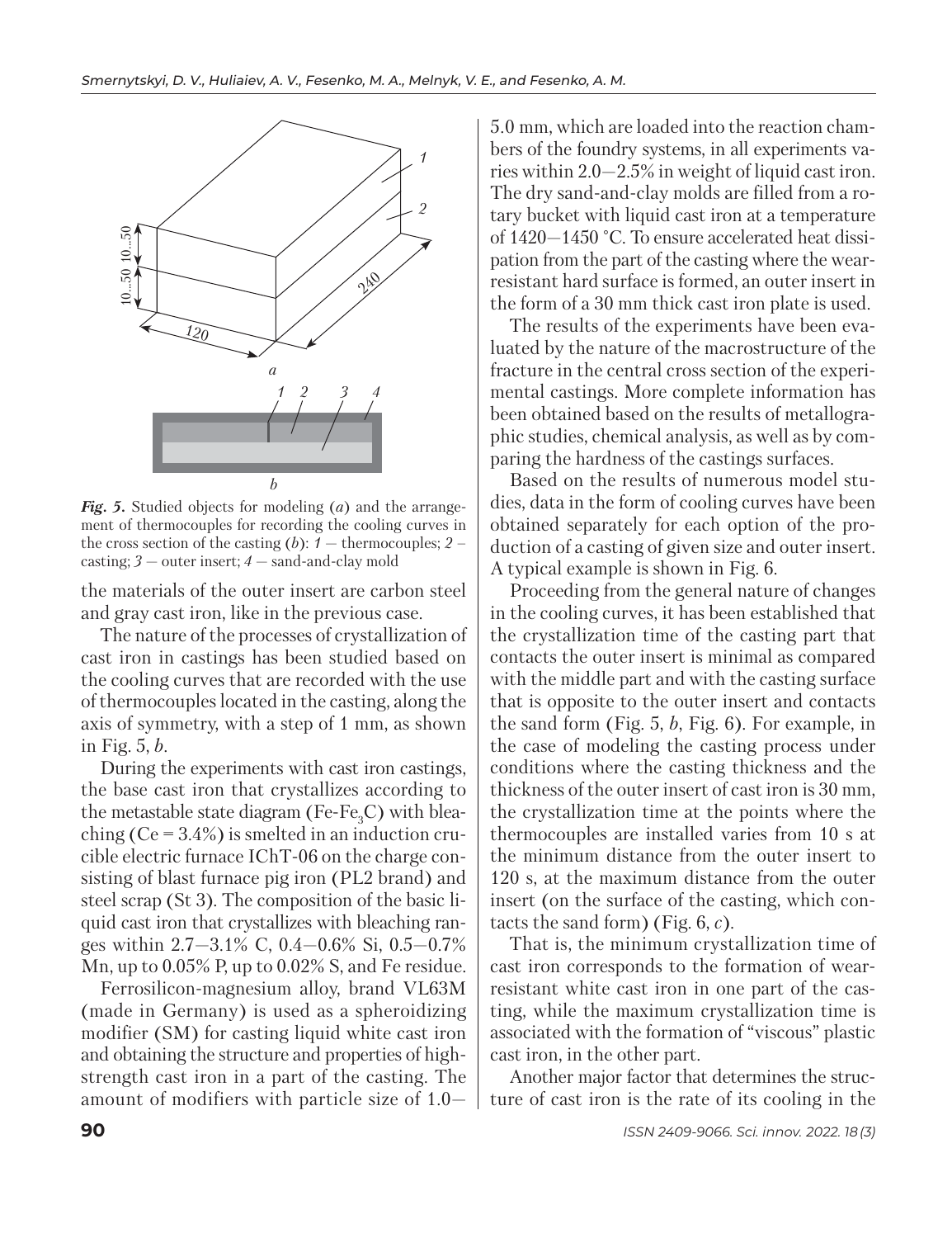*Fig. 5.* Studied objects for modeling (*a*) and the arrangement of thermocouples for recording the cooling curves in the cross section of the casting (*b*): *1* — thermocouples; *2* — casting; *3* — outer insert; *4* — sand-and-clay mold

the materials of the outer insert are carbon steel and gray cast iron, like in the previous case.

The nature of the processes of crystallization of cast iron in castings has been studied based on the cooling curves that are recorded with the use of thermocouples located in the casting, along the axis of symmetry, with a step of 1 mm, as shown in Fig. 5, *b*.

During the experiments with cast iron castings, the base cast iron that crystallizes according to the metastable state diagram ($Fe$-$Fe_3C$) with bleaching (Ce = 3.4%) is smelted in an induction crucible electric furnace IChT-06 on the charge consisting of blast furnace pig iron (PL2 brand) and steel scrap (St 3). The composition of the basic liquid cast iron that crystallizes with bleaching ranges within 2.7—3.1% C, 0.4—0.6% Si, 0.5—0.7% Mn, up to 0.05% P, up to 0.02% S, and Fe residue.

Ferrosilicon-magnesium alloy, brand VL63M (made in Germany) is used as a spheroidizing modifier (SM) for casting liquid white cast iron and obtaining the structure and properties of high-strength cast iron in a part of the casting. The amount of modifiers with particle size of 1.0—5.0 mm, which are loaded into the reaction chambers of the foundry systems, in all experiments varies within 2.0—2.5% in weight of liquid cast iron. The dry sand-and-clay molds are filled from a rotary bucket with liquid cast iron at a temperature of 1420—1450 °C. To ensure accelerated heat dissipation from the part of the casting where the wear-resistant hard surface is formed, an outer insert in the form of a 30 mm thick cast iron plate is used.

The results of the experiments have been evaluated by the nature of the macrostructure of the fracture in the central cross section of the experimental castings. More complete information has been obtained based on the results of metallographic studies, chemical analysis, as well as by comparing the hardness of the castings surfaces.

Based on the results of numerous model studies, data in the form of cooling curves have been obtained separately for each option of the production of a casting of given size and outer insert. A typical example is shown in Fig. 6.

Proceeding from the general nature of changes in the cooling curves, it has been established that the crystallization time of the casting part that contacts the outer insert is minimal as compared with the middle part and with the casting surface that is opposite to the outer insert and contacts the sand form (Fig. 5, *b*, Fig. 6). For example, in the case of modeling the casting process under conditions where the casting thickness and the thickness of the outer insert of cast iron is 30 mm, the crystallization time at the points where the thermocouples are installed varies from 10 s at the minimum distance from the outer insert to 120 s, at the maximum distance from the outer insert (on the surface of the casting, which contacts the sand form) (Fig. 6, *c*).

That is, the minimum crystallization time of cast iron corresponds to the formation of wear-resistant white cast iron in one part of the casting, while the maximum crystallization time is associated with the formation of "viscous" plastic cast iron, in the other part.

Another major factor that determines the structure of cast iron is the rate of its cooling in the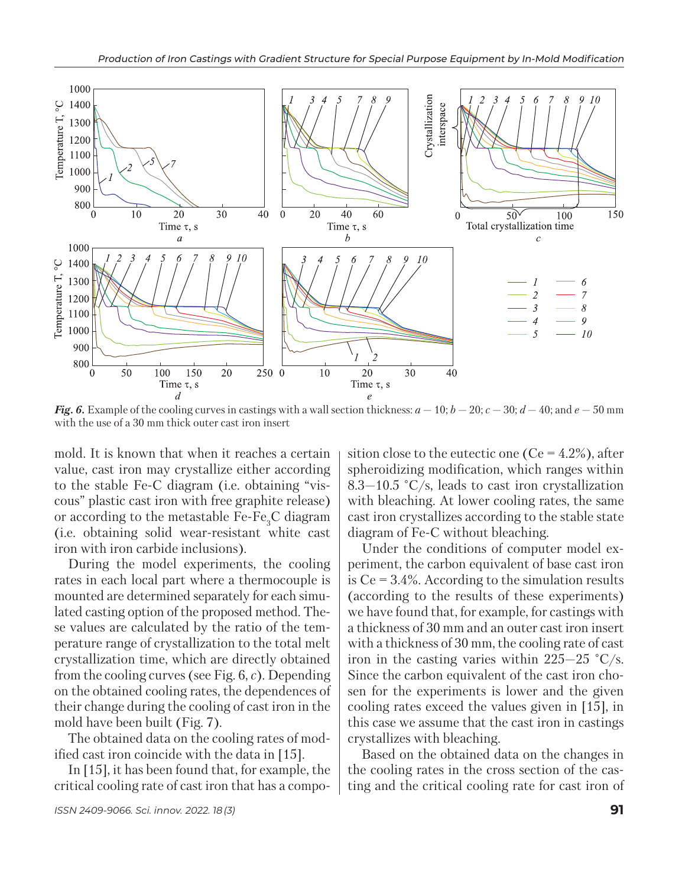Fig. 6. Example of the cooling curves in castings with a wall section thickness: $a$ — 10; $b$ — 20; $c$ — 30; $d$ — 40; and $e$ — 50 mm with the use of a 30 mm thick outer cast iron insert

mold. It is known that when it reaches a certain value, cast iron may crystallize either according to the stable Fe-C diagram (i.e. obtaining "viscous" plastic cast iron with free graphite release) or according to the metastable $Fe\text{-}Fe_3C$ diagram (i.e. obtaining solid wear-resistant white cast iron with iron carbide inclusions).

During the model experiments, the cooling rates in each local part where a thermocouple is mounted are determined separately for each simulated casting option of the proposed method. These values are calculated by the ratio of the temperature range of crystallization to the total melt crystallization time, which are directly obtained from the cooling curves (see Fig. 6, $c$). Depending on the obtained cooling rates, the dependences of their change during the cooling of cast iron in the mold have been built (Fig. 7).

The obtained data on the cooling rates of modified cast iron coincide with the data in [15].

In [15], it has been found that, for example, the critical cooling rate of cast iron that has a composition close to the eutectic one (Ce = 4.2%), after spheroidizing modification, which ranges within 8.3—10.5 °C/s, leads to cast iron crystallization with bleaching. At lower cooling rates, the same cast iron crystallizes according to the stable state diagram of Fe-C without bleaching.

Under the conditions of computer model experiment, the carbon equivalent of base cast iron is Ce = 3.4%. According to the simulation results (according to the results of these experiments) we have found that, for example, for castings with a thickness of 30 mm and an outer cast iron insert with a thickness of 30 mm, the cooling rate of cast iron in the casting varies within 225—25 °C/s. Since the carbon equivalent of the cast iron chosen for the experiments is lower and the given cooling rates exceed the values given in [15], in this case we assume that the cast iron in castings crystallizes with bleaching.

Based on the obtained data on the changes in the cooling rates in the cross section of the casting and the critical cooling rate for cast iron of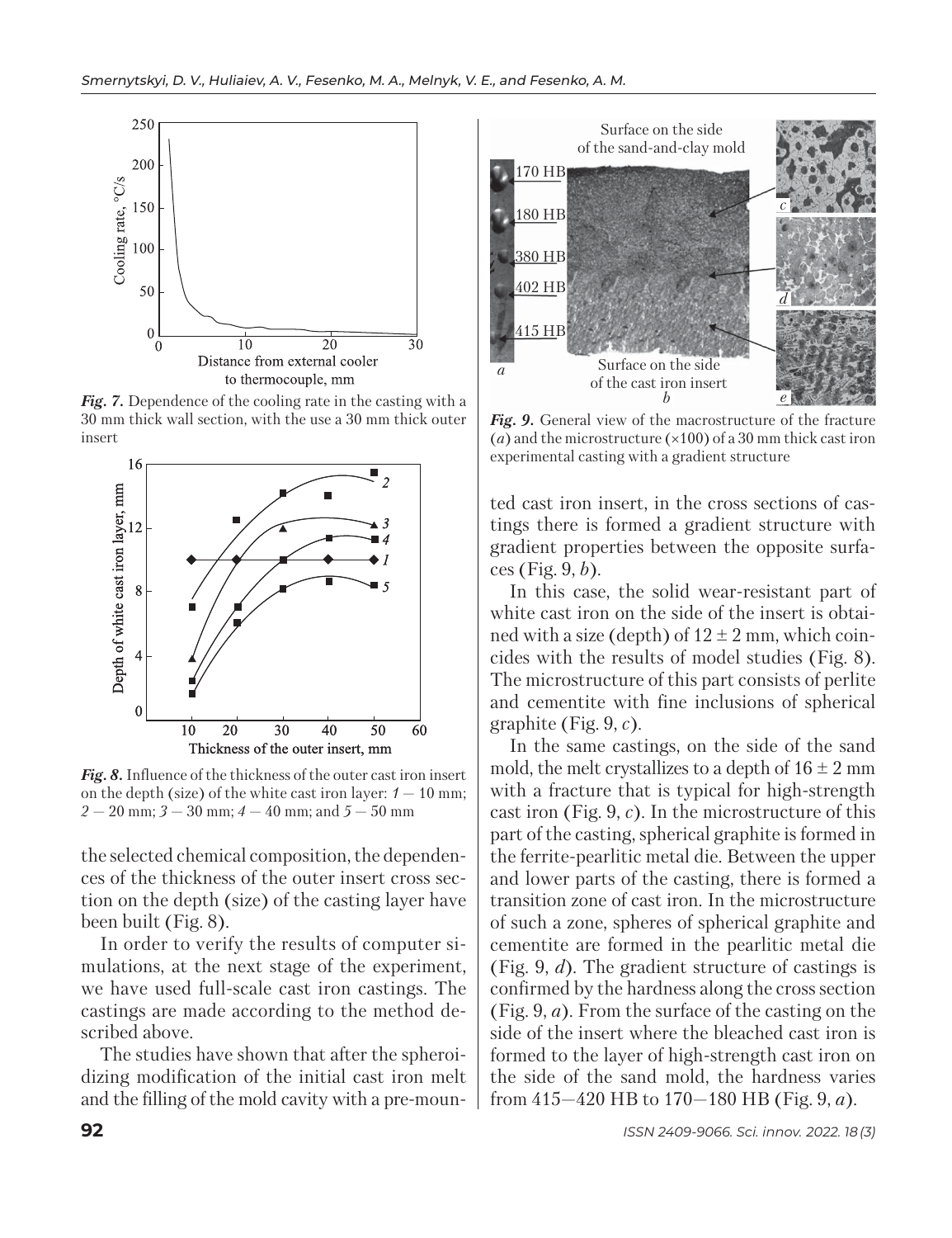*Fig. 7.* Dependence of the cooling rate in the casting with a 30 mm thick wall section, with the use a 30 mm thick outer insert

*Fig. 8.* Influence of the thickness of the outer cast iron insert on the depth (size) of the white cast iron layer: *1* — 10 mm; *2* — 20 mm; *3* — 30 mm; *4* — 40 mm; and *5* — 50 mm

the selected chemical composition, the dependences of the thickness of the outer insert cross section on the depth (size) of the casting layer have been built (Fig. 8).

In order to verify the results of computer simulations, at the next stage of the experiment, we have used full-scale cast iron castings. The castings are made according to the method described above.

The studies have shown that after the spheroidizing modification of the initial cast iron melt and the filling of the mold cavity with a pre-mounted cast iron insert, in the cross sections of castings there is formed a gradient structure with gradient properties between the opposite surfaces (Fig. 9, *b*).

*Fig. 9.* General view of the macrostructure of the fracture (*a*) and the microstructure (×100) of a 30 mm thick cast iron experimental casting with a gradient structure

In this case, the solid wear-resistant part of white cast iron on the side of the insert is obtained with a size (depth) of 12 ± 2 mm, which coincides with the results of model studies (Fig. 8). The microstructure of this part consists of perlite and cementite with fine inclusions of spherical graphite (Fig. 9, *c*).

In the same castings, on the side of the sand mold, the melt crystallizes to a depth of 16 ± 2 mm with a fracture that is typical for high-strength cast iron (Fig. 9, *c*). In the microstructure of this part of the casting, spherical graphite is formed in the ferrite-pearlitic metal die. Between the upper and lower parts of the casting, there is formed a transition zone of cast iron. In the microstructure of such a zone, spheres of spherical graphite and cementite are formed in the pearlitic metal die (Fig. 9, *d*). The gradient structure of castings is confirmed by the hardness along the cross section (Fig. 9, *a*). From the surface of the casting on the side of the insert where the bleached cast iron is formed to the layer of high-strength cast iron on the side of the sand mold, the hardness varies from 415—420 HB to 170—180 HB (Fig. 9, *a*).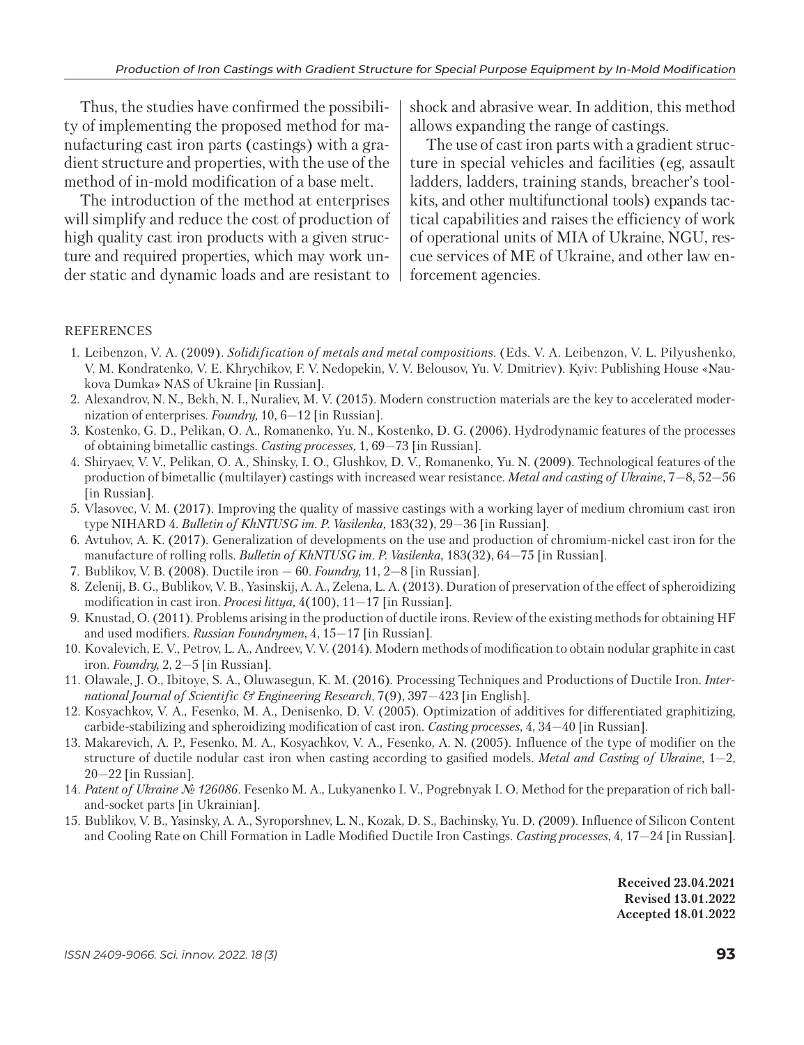Thus, the studies have confirmed the possibility of implementing the proposed method for manufacturing cast iron parts (castings) with a gradient structure and properties, with the use of the method of in-mold modification of a base melt.

The introduction of the method at enterprises will simplify and reduce the cost of production of high quality cast iron products with a given structure and required properties, which may work under static and dynamic loads and are resistant to shock and abrasive wear. In addition, this method allows expanding the range of castings.

The use of cast iron parts with a gradient structure in special vehicles and facilities (eg, assault ladders, ladders, training stands, breacher's toolkits, and other multifunctional tools) expands tactical capabilities and raises the efficiency of work of operational units of MIA of Ukraine, NGU, rescue services of ME of Ukraine, and other law enforcement agencies.

## REFERENCES

1. Leibenzon, V. A. (2009). *Solidification of metals and metal compositions*. (Eds. V. A. Leibenzon, V. L. Pilyushenko, V. M. Kondratenko, V. E. Khrychikov, F. V. Nedopekin, V. V. Belousov, Yu. V. Dmitriev). Kyiv: Publishing House «Naukova Dumka» NAS of Ukraine [in Russian].
2. Alexandrov, N. N., Bekh, N. I., Nuraliev, M. V. (2015). Modern construction materials are the key to accelerated modernization of enterprises. *Foundry,* 10, 6—12 [in Russian].
3. Kostenko, G. D., Pelikan, O. A., Romanenko, Yu. N., Kostenko, D. G. (2006). Hydrodynamic features of the processes of obtaining bimetallic castings. *Casting processes,* 1, 69—73 [in Russian].
4. Shiryaev, V. V., Pelikan, O. A., Shinsky, I. O., Glushkov, D. V., Romanenko, Yu. N. (2009). Technological features of the production of bimetallic (multilayer) castings with increased wear resistance. *Metal and casting of Ukraine*, 7—8, 52—56 [in Russian].
5. Vlasovec, V. M. (2017). Improving the quality of massive castings with a working layer of medium chromium cast iron type NIHARD 4. *Bulletin of KhNTUSG im. P. Vasilenka,* 183(32), 29—36 [in Russian].
6. Avtuhov, A. K. (2017). Generalization of developments on the use and production of chromium-nickel cast iron for the manufacture of rolling rolls. *Bulletin of KhNTUSG im. P. Vasilenka,* 183(32), 64—75 [in Russian].
7. Bublikov, V. B. (2008). Ductile iron — 60. *Foundry,* 11, 2—8 [in Russian].
8. Zelenij, B. G., Bublikov, V. B., Yasinskij, A. A., Zelena, L. A. (2013). Duration of preservation of the effect of spheroidizing modification in cast iron. *Procesi littya,* 4(100), 11—17 [in Russian].
9. Knustad, O. (2011). Problems arising in the production of ductile irons. Review of the existing methods for obtaining HF and used modifiers. *Russian Foundrymen*, 4, 15—17 [in Russian].
10. Kovalevich, E. V., Petrov, L. A., Andreev, V. V. (2014). Modern methods of modification to obtain nodular graphite in cast iron. *Foundry,* 2, 2—5 [in Russian].
11. Olawale, J. O., Ibitoye, S. A., Oluwasegun, K. M. (2016). Processing Techniques and Productions of Ductile Iron. *International Journal of Scientific & Engineering Research*, 7(9), 397—423 [in English].
12. Kosyachkov, V. A., Fesenko, M. A., Denisenko, D. V. (2005). Optimization of additives for differentiated graphitizing, carbide-stabilizing and spheroidizing modification of cast iron. *Casting processes*, 4, 34—40 [in Russian].
13. Makarevich, A. P., Fesenko, M. A., Kosyachkov, V. A., Fesenko, A. N. (2005). Influence of the type of modifier on the structure of ductile nodular cast iron when casting according to gasified models. *Metal and Casting of Ukraine*, 1—2, 20—22 [in Russian].
14. *Patent of Ukraine № 126086*. Fesenko M. A., Lukyanenko I. V., Pogrebnyak I. O. Method for the preparation of rich ball-and-socket parts [in Ukrainian].
15. Bublikov, V. B., Yasinsky, A. A., Syroporshnev, L. N., Kozak, D. S., Bachinsky, Yu. D. (2009). Influence of Silicon Content and Cooling Rate on Chill Formation in Ladle Modified Ductile Iron Castings. *Casting processes*, 4, 17—24 [in Russian].

**Received 23.04.2021**
**Revised 13.01.2022**
**Accepted 18.01.2022**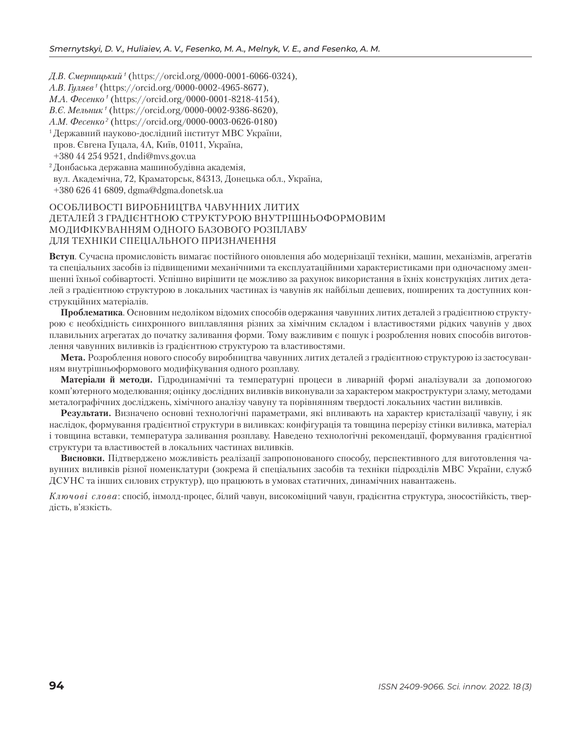*Д.В. Смерницький*[1] (https://orcid.org/0000-0001-6066-0324),
*А.В. Гуляєв*[1] (https://orcid.org/0000-0002-4965-8677),
*М.А. Фесенко*[1] (https://orcid.org/0000-0001-8218-4154),
*В.Є. Мельник*[1] (https://orcid.org/0000-0002-9386-8620),
*А.М. Фесенко*[2] (https://orcid.org/0000-0003-0626-0180)

[1] Державний науково-дослідний інститут МВС України,
пров. Євгена Гуцала, 4А, Київ, 01011, Україна,
+380 44 254 9521, dndi@mvs.gov.ua

[2] Донбаська державна машинобудівна академія,
вул. Академічна, 72, Краматорськ, 84313, Донецька обл., Україна,
+380 626 41 6809, dgma@dgma.donetsk.ua

# ОСОБЛИВОСТІ ВИРОБНИЦТВА ЧАВУННИХ ЛИТИХ ДЕТАЛЕЙ З ГРАДІЄНТНОЮ СТРУКТУРОЮ ВНУТРІШНЬОФОРМОВИМ МОДИФІКУВАННЯМ ОДНОГО БАЗОВОГО РОЗПЛАВУ ДЛЯ ТЕХНІКИ СПЕЦІАЛЬНОГО ПРИЗНАЧЕННЯ

**Вступ**. Сучасна промисловість вимагає постійного оновлення або модернізації техніки, машин, механізмів, агрегатів та спеціальних засобів із підвищеними механічними та експлуатаційними характеристиками при одночасному зменшенні їхньої собівартості. Успішно вирішити це можливо за рахунок використання в їхніх конструкціях литих деталей з градієнтною структурою в локальних частинах із чавунів як найбільш дешевих, поширених та доступних конструкційних матеріалів.

**Проблематика**. Основним недоліком відомих способів одержання чавунних литих деталей з градієнтною структурою є необхідність синхронного виплавляння різних за хімічним складом і властивостями рідких чавунів у двох плавильних агрегатах до початку заливання форми. Тому важливим є пошук і розроблення нових способів виготовлення чавунних виливків із градієнтною структурою та властивостями.

**Мета.** Розроблення нового способу виробництва чавунних литих деталей з градієнтною структурою із застосуванням внутрішньоформового модифікування одного розплаву.

**Матеріали й методи.** Гідродинамічні та температурні процеси в ливарній формі аналізували за допомогою комп'ютерного моделювання; оцінку дослідних виливків виконували за характером макроструктури зламу, методами металографічних досліджень, хімічного аналізу чавуну та порівнянням твердості локальних частин виливків.

**Результати.** Визначено основні технологічні параметрами, які впливають на характер кристалізації чавуну, і як наслідок, формування градієнтної структури в виливках: конфігурація та товщина перерізу стінки виливка, матеріал і товщина вставки, температура заливання розплаву. Наведено технологічні рекомендації, формування градієнтної структури та властивостей в локальних частинах виливків.

**Висновки.** Підтверджено можливість реалізації запропонованого способу, перспективного для виготовлення чавунних виливків різної номенклатури (зокрема й спеціальних засобів та техніки підрозділів МВС України, служб ДСУНС та інших силових структур), що працюють в умовах статичних, динамічних навантажень.

*Ключові слова*: спосіб, інмолд-процес, білий чавун, високоміцний чавун, градієнтна структура, зносостійкість, твердість, в'язкість.